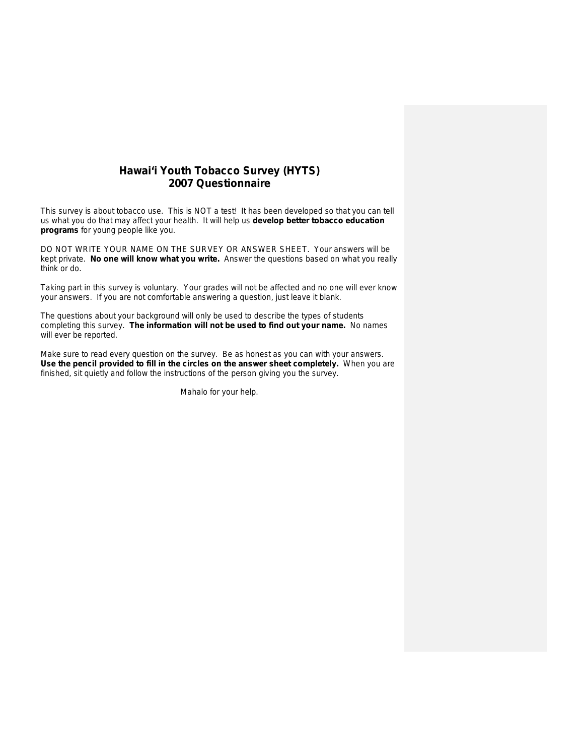# Hawai'i Youth Tobacco Survey (HYTS)
# 2007 Questionnaire

This survey is about tobacco use. This is NOT a test! It has been developed so that you can tell us what you do that may affect your health. It will help us **develop better tobacco education programs** for young people like you.

DO NOT WRITE YOUR NAME ON THE SURVEY OR ANSWER SHEET. Your answers will be kept private. **No one will know what you write.** Answer the questions based on what you really think or do.

Taking part in this survey is voluntary. Your grades will not be affected and no one will ever know your answers. If you are not comfortable answering a question, just leave it blank.

The questions about your background will only be used to describe the types of students completing this survey. **The information will not be used to find out your name.** No names will ever be reported.

Make sure to read every question on the survey. Be as honest as you can with your answers. **Use the pencil provided to fill in the circles on the answer sheet completely.** When you are finished, sit quietly and follow the instructions of the person giving you the survey.

Mahalo for your help.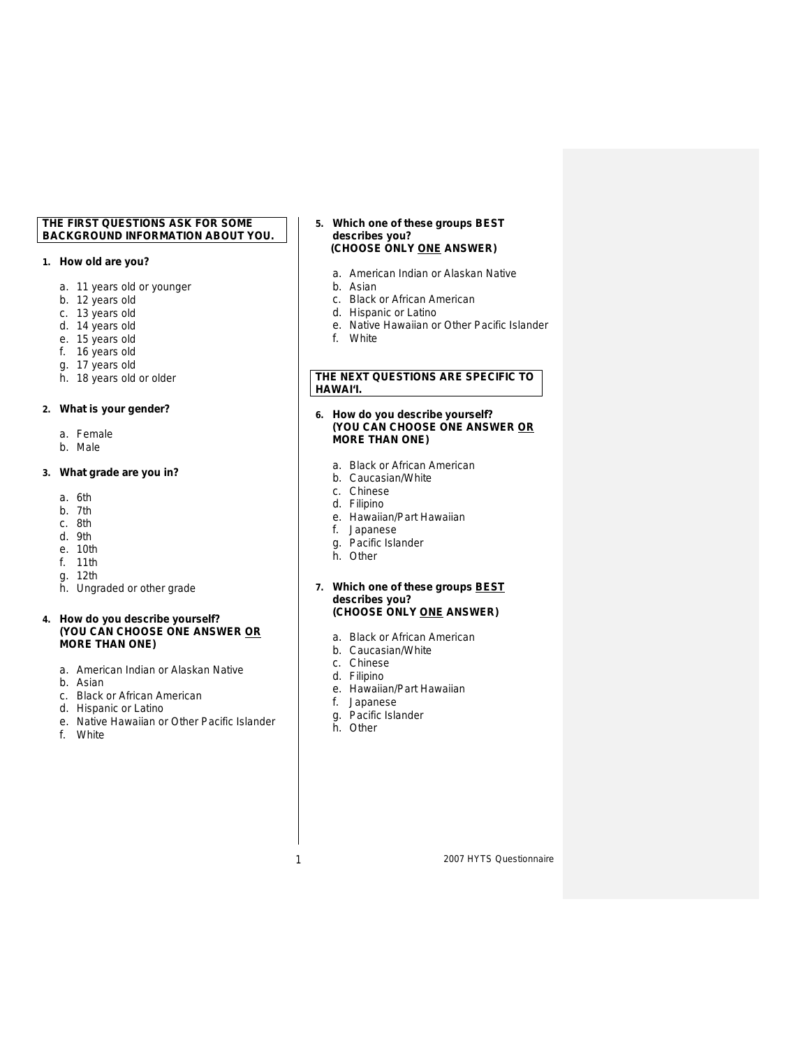**THE FIRST QUESTIONS ASK FOR SOME BACKGROUND INFORMATION ABOUT YOU.**

**1. How old are you?**

a. 11 years old or younger
b. 12 years old
c. 13 years old
d. 14 years old
e. 15 years old
f. 16 years old
g. 17 years old
h. 18 years old or older

**2. What is your gender?**

a. Female
b. Male

**3. What grade are you in?**

a. 6th
b. 7th
c. 8th
d. 9th
e. 10th
f. 11th
g. 12th
h. Ungraded or other grade

**4. How do you describe yourself? (YOU CAN CHOOSE ONE ANSWER OR MORE THAN ONE)**

a. American Indian or Alaskan Native
b. Asian
c. Black or African American
d. Hispanic or Latino
e. Native Hawaiian or Other Pacific Islander
f. White

**5. Which one of these groups BEST describes you? (CHOOSE ONLY ONE ANSWER)**

a. American Indian or Alaskan Native
b. Asian
c. Black or African American
d. Hispanic or Latino
e. Native Hawaiian or Other Pacific Islander
f. White

**THE NEXT QUESTIONS ARE SPECIFIC TO HAWAI'I.**

**6. How do you describe yourself? (YOU CAN CHOOSE ONE ANSWER OR MORE THAN ONE)**

a. Black or African American
b. Caucasian/White
c. Chinese
d. Filipino
e. Hawaiian/Part Hawaiian
f. Japanese
g. Pacific Islander
h. Other

**7. Which one of these groups BEST describes you? (CHOOSE ONLY ONE ANSWER)**

a. Black or African American
b. Caucasian/White
c. Chinese
d. Filipino
e. Hawaiian/Part Hawaiian
f. Japanese
g. Pacific Islander
h. Other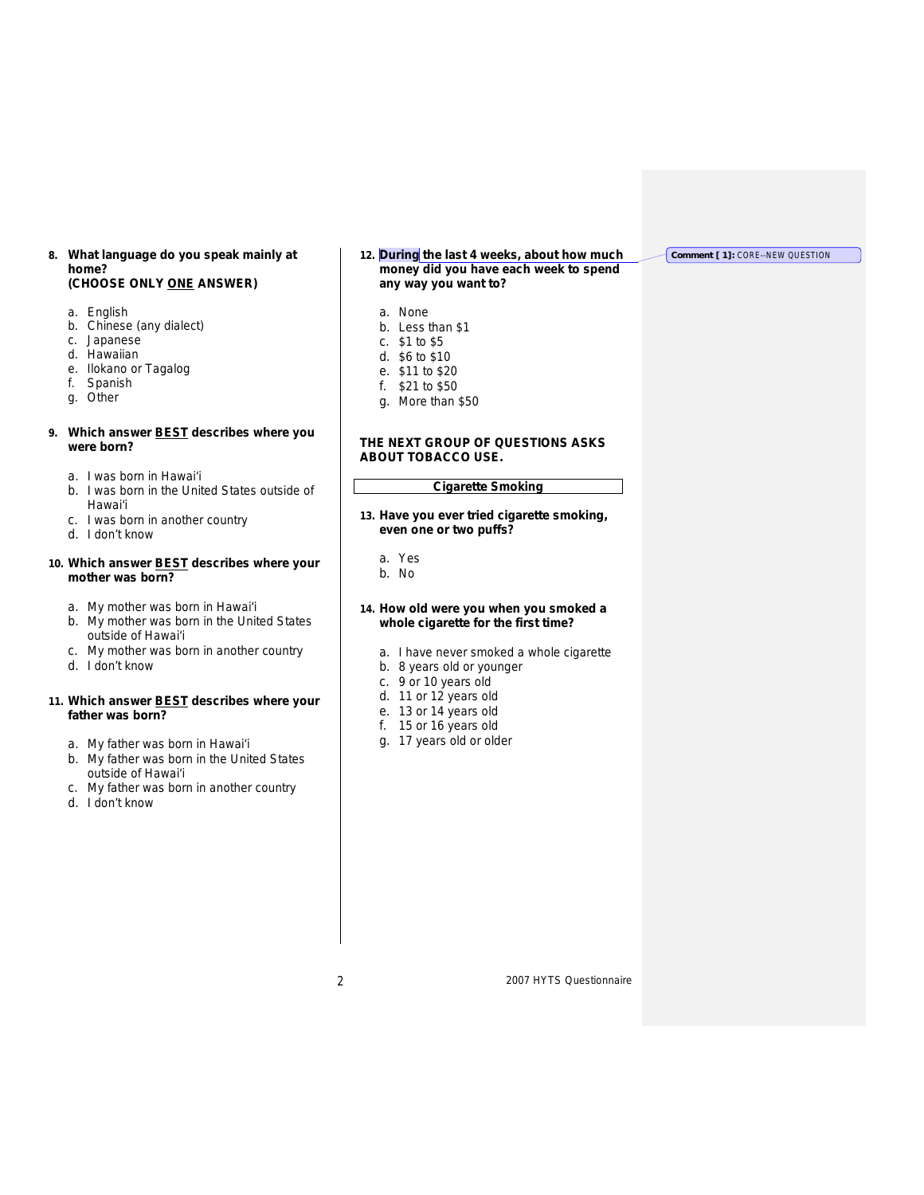**8. What language do you speak mainly at home?**
**(CHOOSE ONLY <u>ONE</u> ANSWER)**

a. English
b. Chinese (any dialect)
c. Japanese
d. Hawaiian
e. Ilokano or Tagalog
f. Spanish
g. Other

**9. Which answer <u>BEST</u> describes where you were born?**

a. I was born in Hawai'i
b. I was born in the United States outside of Hawai'i
c. I was born in another country
d. I don't know

**10. Which answer <u>BEST</u> describes where your mother was born?**

a. My mother was born in Hawai'i
b. My mother was born in the United States outside of Hawai'i
c. My mother was born in another country
d. I don't know

**11. Which answer <u>BEST</u> describes where your father was born?**

a. My father was born in Hawai'i
b. My father was born in the United States outside of Hawai'i
c. My father was born in another country
d. I don't know

**12. During the last 4 weeks, about how much money did you have each week to spend any way you want to?**

a. None
b. Less than $1
c. $1 to $5
d. $6 to $10
e. $11 to $20
f. $21 to $50
g. More than $50

**Comment [ 1]:** CORE--NEW QUESTION

**THE NEXT GROUP OF QUESTIONS ASKS ABOUT TOBACCO USE.**

**Cigarette Smoking**

**13. Have you ever tried cigarette smoking, even one or two puffs?**

a. Yes
b. No

**14. How old were you when you smoked a whole cigarette for the first time?**

a. I have never smoked a whole cigarette
b. 8 years old or younger
c. 9 or 10 years old
d. 11 or 12 years old
e. 13 or 14 years old
f. 15 or 16 years old
g. 17 years old or older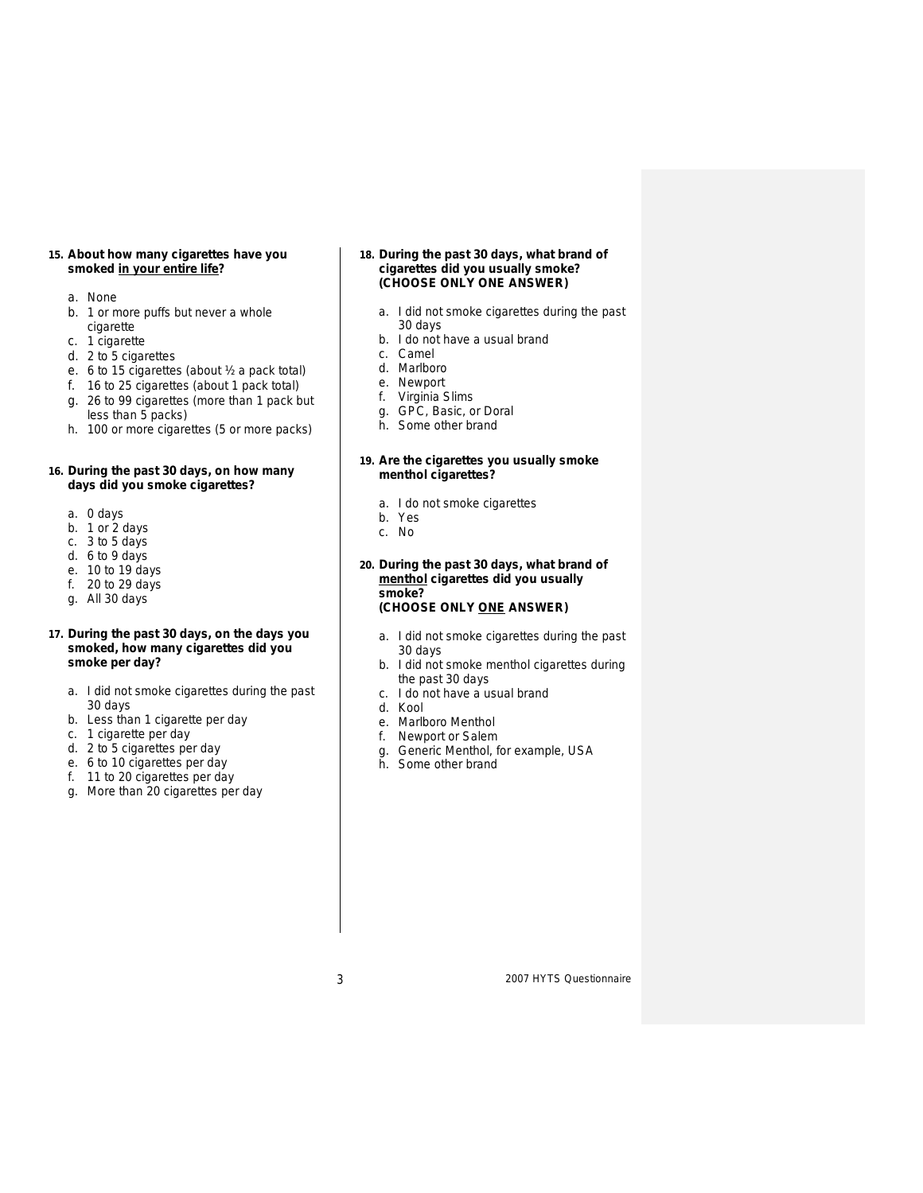**15. About how many cigarettes have you smoked <u>in your entire life</u>?**

a. None
b. 1 or more puffs but never a whole cigarette
c. 1 cigarette
d. 2 to 5 cigarettes
e. 6 to 15 cigarettes (about ½ a pack total)
f. 16 to 25 cigarettes (about 1 pack total)
g. 26 to 99 cigarettes (more than 1 pack but less than 5 packs)
h. 100 or more cigarettes (5 or more packs)

**16. During the past 30 days, on how many days did you smoke cigarettes?**

a. 0 days
b. 1 or 2 days
c. 3 to 5 days
d. 6 to 9 days
e. 10 to 19 days
f. 20 to 29 days
g. All 30 days

**17. During the past 30 days, on the days you smoked, how many cigarettes did you smoke per day?**

a. I did not smoke cigarettes during the past 30 days
b. Less than 1 cigarette per day
c. 1 cigarette per day
d. 2 to 5 cigarettes per day
e. 6 to 10 cigarettes per day
f. 11 to 20 cigarettes per day
g. More than 20 cigarettes per day

**18. During the past 30 days, what brand of cigarettes did you usually smoke? (CHOOSE ONLY ONE ANSWER)**

a. I did not smoke cigarettes during the past 30 days
b. I do not have a usual brand
c. Camel
d. Marlboro
e. Newport
f. Virginia Slims
g. GPC, Basic, or Doral
h. Some other brand

**19. Are the cigarettes you usually smoke menthol cigarettes?**

a. I do not smoke cigarettes
b. Yes
c. No

**20. During the past 30 days, what brand of <u>menthol</u> cigarettes did you usually smoke? (CHOOSE ONLY <u>ONE</u> ANSWER)**

a. I did not smoke cigarettes during the past 30 days
b. I did not smoke menthol cigarettes during the past 30 days
c. I do not have a usual brand
d. Kool
e. Marlboro Menthol
f. Newport or Salem
g. Generic Menthol, for example, USA
h. Some other brand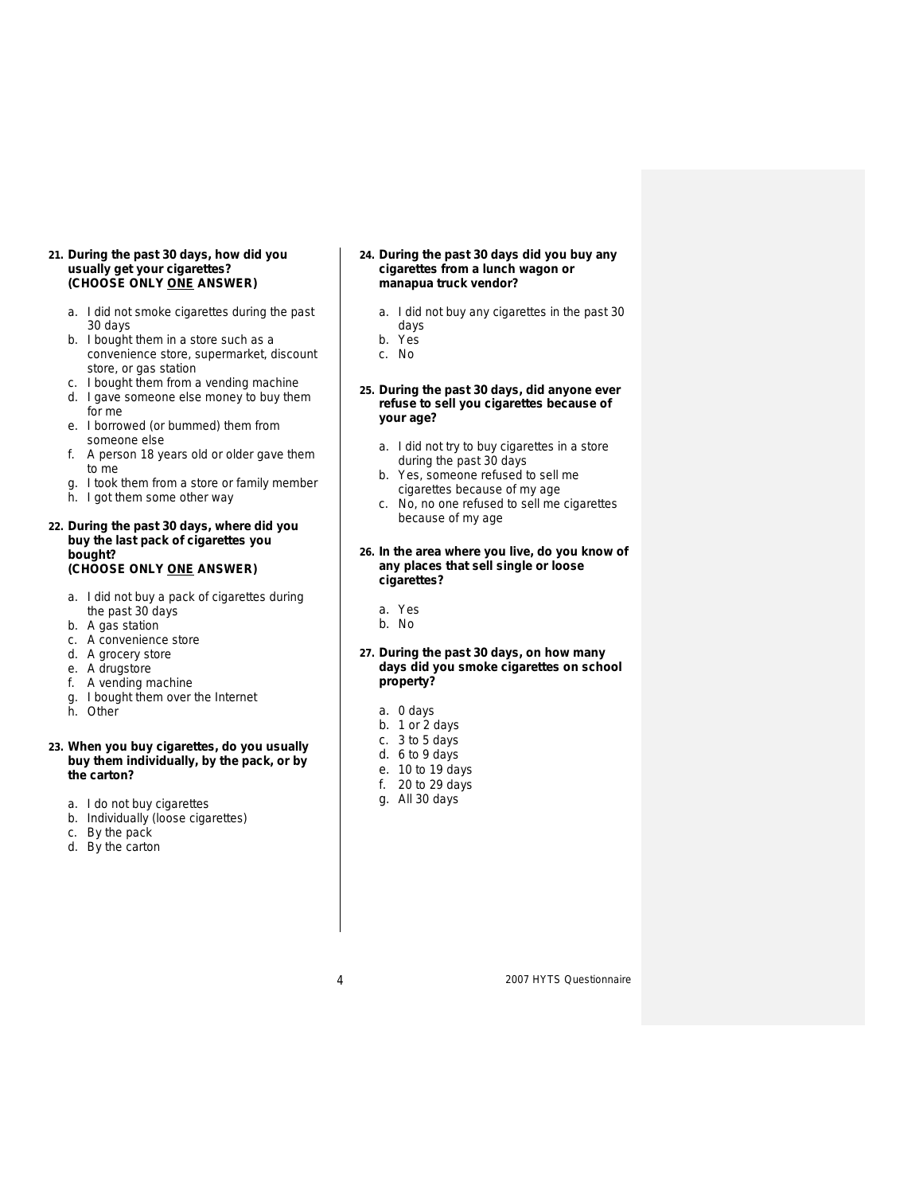**21. During the past 30 days, how did you usually get your cigarettes? (CHOOSE ONLY <u>ONE</u> ANSWER)**

a. I did not smoke cigarettes during the past 30 days
b. I bought them in a store such as a convenience store, supermarket, discount store, or gas station
c. I bought them from a vending machine
d. I gave someone else money to buy them for me
e. I borrowed (or bummed) them from someone else
f. A person 18 years old or older gave them to me
g. I took them from a store or family member
h. I got them some other way

**22. During the past 30 days, where did you buy the last pack of cigarettes you bought? (CHOOSE ONLY <u>ONE</u> ANSWER)**

a. I did not buy a pack of cigarettes during the past 30 days
b. A gas station
c. A convenience store
d. A grocery store
e. A drugstore
f. A vending machine
g. I bought them over the Internet
h. Other

**23. When you buy cigarettes, do you usually buy them individually, by the pack, or by the carton?**

a. I do not buy cigarettes
b. Individually (loose cigarettes)
c. By the pack
d. By the carton

**24. During the past 30 days did you buy any cigarettes from a lunch wagon or manapua truck vendor?**

a. I did not buy any cigarettes in the past 30 days
b. Yes
c. No

**25. During the past 30 days, did anyone ever refuse to sell you cigarettes because of your age?**

a. I did not try to buy cigarettes in a store during the past 30 days
b. Yes, someone refused to sell me cigarettes because of my age
c. No, no one refused to sell me cigarettes because of my age

**26. In the area where you live, do you know of any places that sell single or loose cigarettes?**

a. Yes
b. No

**27. During the past 30 days, on how many days did you smoke cigarettes on school property?**

a. 0 days
b. 1 or 2 days
c. 3 to 5 days
d. 6 to 9 days
e. 10 to 19 days
f. 20 to 29 days
g. All 30 days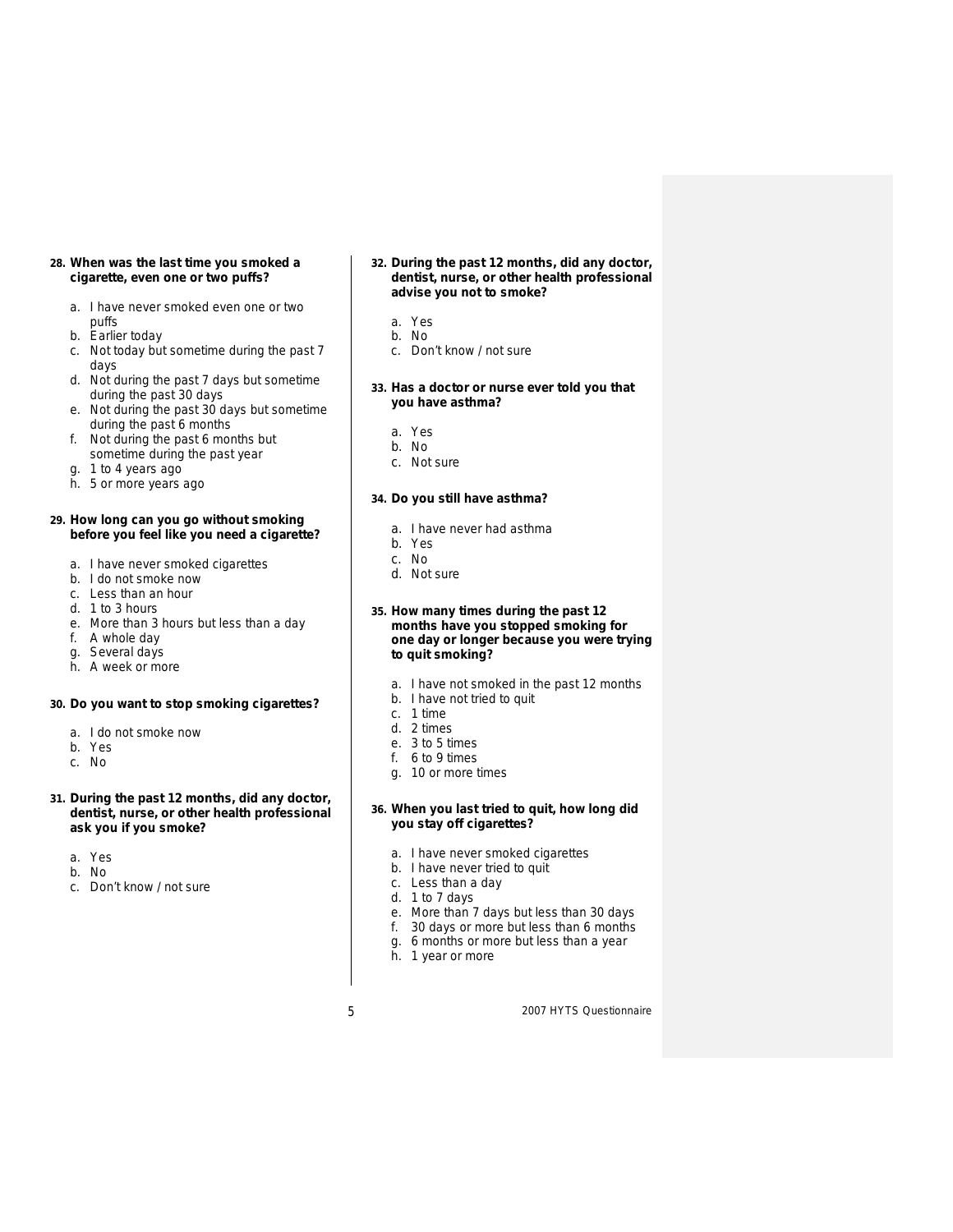**28. When was the last time you smoked a cigarette, even one or two puffs?**

a. I have never smoked even one or two puffs
b. Earlier today
c. Not today but sometime during the past 7 days
d. Not during the past 7 days but sometime during the past 30 days
e. Not during the past 30 days but sometime during the past 6 months
f. Not during the past 6 months but sometime during the past year
g. 1 to 4 years ago
h. 5 or more years ago

**29. How long can you go without smoking before you feel like you need a cigarette?**

a. I have never smoked cigarettes
b. I do not smoke now
c. Less than an hour
d. 1 to 3 hours
e. More than 3 hours but less than a day
f. A whole day
g. Several days
h. A week or more

**30. Do you want to stop smoking cigarettes?**

a. I do not smoke now
b. Yes
c. No

**31. During the past 12 months, did any doctor, dentist, nurse, or other health professional ask you if you smoke?**

a. Yes
b. No
c. Don't know / not sure

**32. During the past 12 months, did any doctor, dentist, nurse, or other health professional advise you not to smoke?**

a. Yes
b. No
c. Don't know / not sure

**33. Has a doctor or nurse ever told you that you have asthma?**

a. Yes
b. No
c. Not sure

**34. Do you still have asthma?**

a. I have never had asthma
b. Yes
c. No
d. Not sure

**35. How many times during the past 12 months have you stopped smoking for one day or longer because you were trying to quit smoking?**

a. I have not smoked in the past 12 months
b. I have not tried to quit
c. 1 time
d. 2 times
e. 3 to 5 times
f. 6 to 9 times
g. 10 or more times

**36. When you last tried to quit, how long did you stay off cigarettes?**

a. I have never smoked cigarettes
b. I have never tried to quit
c. Less than a day
d. 1 to 7 days
e. More than 7 days but less than 30 days
f. 30 days or more but less than 6 months
g. 6 months or more but less than a year
h. 1 year or more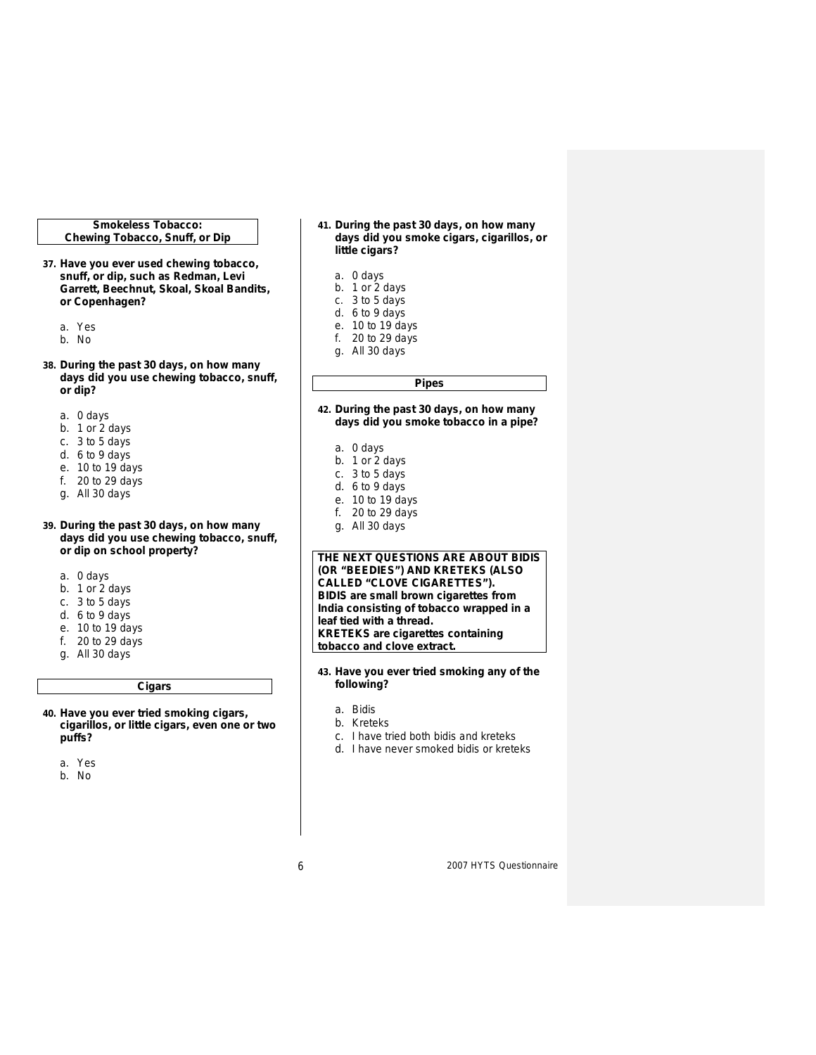**Smokeless Tobacco: Chewing Tobacco, Snuff, or Dip**

**37. Have you ever used chewing tobacco, snuff, or dip, such as Redman, Levi Garrett, Beechnut, Skoal, Skoal Bandits, or Copenhagen?**

a. Yes
b. No

**38. During the past 30 days, on how many days did you use chewing tobacco, snuff, or dip?**

a. 0 days
b. 1 or 2 days
c. 3 to 5 days
d. 6 to 9 days
e. 10 to 19 days
f. 20 to 29 days
g. All 30 days

**39. During the past 30 days, on how many days did you use chewing tobacco, snuff, or dip on school property?**

a. 0 days
b. 1 or 2 days
c. 3 to 5 days
d. 6 to 9 days
e. 10 to 19 days
f. 20 to 29 days
g. All 30 days

**Cigars**

**40. Have you ever tried smoking cigars, cigarillos, or little cigars, even one or two puffs?**

a. Yes
b. No

**41. During the past 30 days, on how many days did you smoke cigars, cigarillos, or little cigars?**

a. 0 days
b. 1 or 2 days
c. 3 to 5 days
d. 6 to 9 days
e. 10 to 19 days
f. 20 to 29 days
g. All 30 days

**Pipes**

**42. During the past 30 days, on how many days did you smoke tobacco in a pipe?**

a. 0 days
b. 1 or 2 days
c. 3 to 5 days
d. 6 to 9 days
e. 10 to 19 days
f. 20 to 29 days
g. All 30 days

**THE NEXT QUESTIONS ARE ABOUT BIDIS (OR "BEEDIES") AND KRETEKS (ALSO CALLED "CLOVE CIGARETTES"). BIDIS are small brown cigarettes from India consisting of tobacco wrapped in a leaf tied with a thread. KRETEKS are cigarettes containing tobacco and clove extract.**

**43. Have you ever tried smoking any of the following?**

a. Bidis
b. Kreteks
c. I have tried both bidis and kreteks
d. I have never smoked bidis or kreteks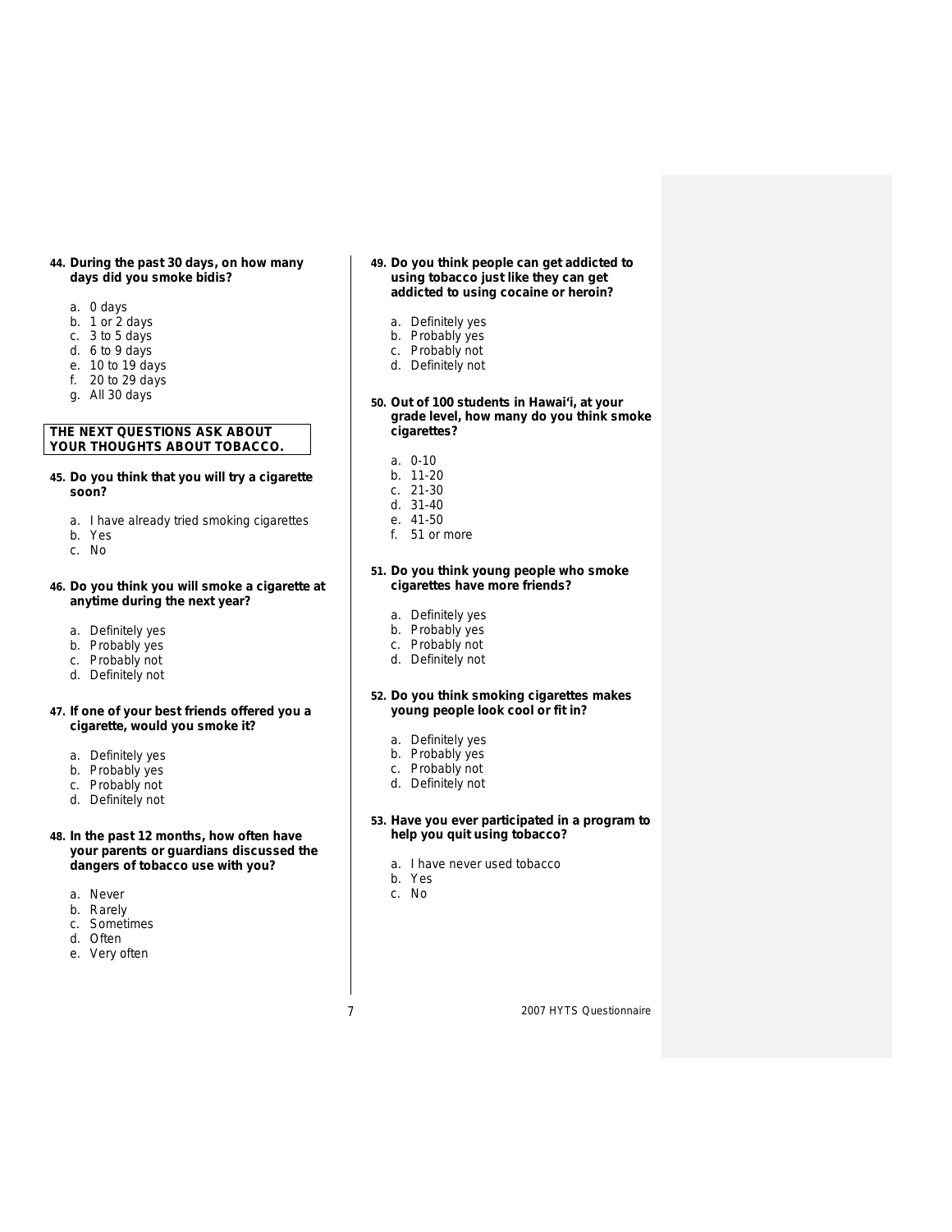**44. During the past 30 days, on how many days did you smoke bidis?**

a. 0 days
b. 1 or 2 days
c. 3 to 5 days
d. 6 to 9 days
e. 10 to 19 days
f. 20 to 29 days
g. All 30 days

**THE NEXT QUESTIONS ASK ABOUT YOUR THOUGHTS ABOUT TOBACCO.**

**45. Do you think that you will try a cigarette soon?**

a. I have already tried smoking cigarettes
b. Yes
c. No

**46. Do you think you will smoke a cigarette at anytime during the next year?**

a. Definitely yes
b. Probably yes
c. Probably not
d. Definitely not

**47. If one of your best friends offered you a cigarette, would you smoke it?**

a. Definitely yes
b. Probably yes
c. Probably not
d. Definitely not

**48. In the past 12 months, how often have your parents or guardians discussed the dangers of tobacco use with you?**

a. Never
b. Rarely
c. Sometimes
d. Often
e. Very often

**49. Do you think people can get addicted to using tobacco just like they can get addicted to using cocaine or heroin?**

a. Definitely yes
b. Probably yes
c. Probably not
d. Definitely not

**50. Out of 100 students in Hawai'i, at your grade level, how many do you think smoke cigarettes?**

a. 0-10
b. 11-20
c. 21-30
d. 31-40
e. 41-50
f. 51 or more

**51. Do you think young people who smoke cigarettes have more friends?**

a. Definitely yes
b. Probably yes
c. Probably not
d. Definitely not

**52. Do you think smoking cigarettes makes young people look cool or fit in?**

a. Definitely yes
b. Probably yes
c. Probably not
d. Definitely not

**53. Have you ever participated in a program to help you quit using tobacco?**

a. I have never used tobacco
b. Yes
c. No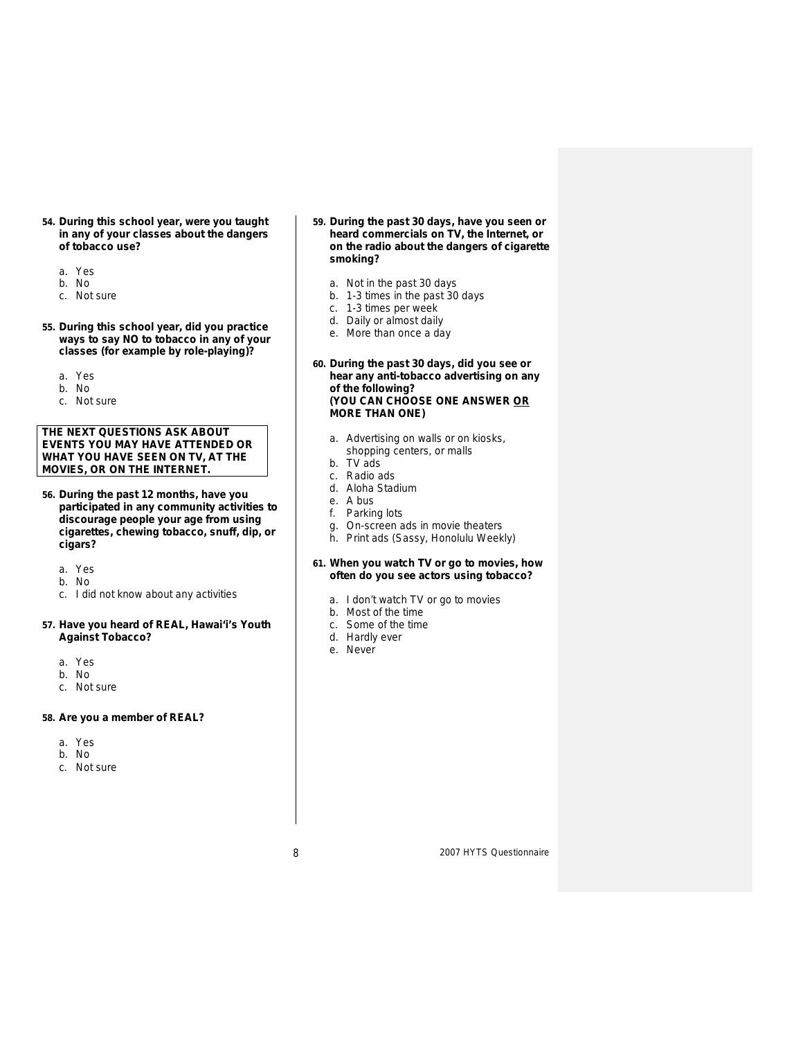**54. During this school year, were you taught in any of your classes about the dangers of tobacco use?**

a. Yes
b. No
c. Not sure

**55. During this school year, did you practice ways to say NO to tobacco in any of your classes (for example by role-playing)?**

a. Yes
b. No
c. Not sure

**THE NEXT QUESTIONS ASK ABOUT EVENTS YOU MAY HAVE ATTENDED OR WHAT YOU HAVE SEEN ON TV, AT THE MOVIES, OR ON THE INTERNET.**

**56. During the past 12 months, have you participated in any community activities to discourage people your age from using cigarettes, chewing tobacco, snuff, dip, or cigars?**

a. Yes
b. No
c. I did not know about any activities

**57. Have you heard of REAL, Hawai'i's Youth Against Tobacco?**

a. Yes
b. No
c. Not sure

**58. Are you a member of REAL?**

a. Yes
b. No
c. Not sure

**59. During the past 30 days, have you seen or heard commercials on TV, the Internet, or on the radio about the dangers of cigarette smoking?**

a. Not in the past 30 days
b. 1-3 times in the past 30 days
c. 1-3 times per week
d. Daily or almost daily
e. More than once a day

**60. During the past 30 days, did you see or hear any anti-tobacco advertising on any of the following? (YOU CAN CHOOSE ONE ANSWER <u>OR</u> MORE THAN ONE)**

a. Advertising on walls or on kiosks, shopping centers, or malls
b. TV ads
c. Radio ads
d. Aloha Stadium
e. A bus
f. Parking lots
g. On-screen ads in movie theaters
h. Print ads (Sassy, Honolulu Weekly)

**61. When you watch TV or go to movies, how often do you see actors using tobacco?**

a. I don't watch TV or go to movies
b. Most of the time
c. Some of the time
d. Hardly ever
e. Never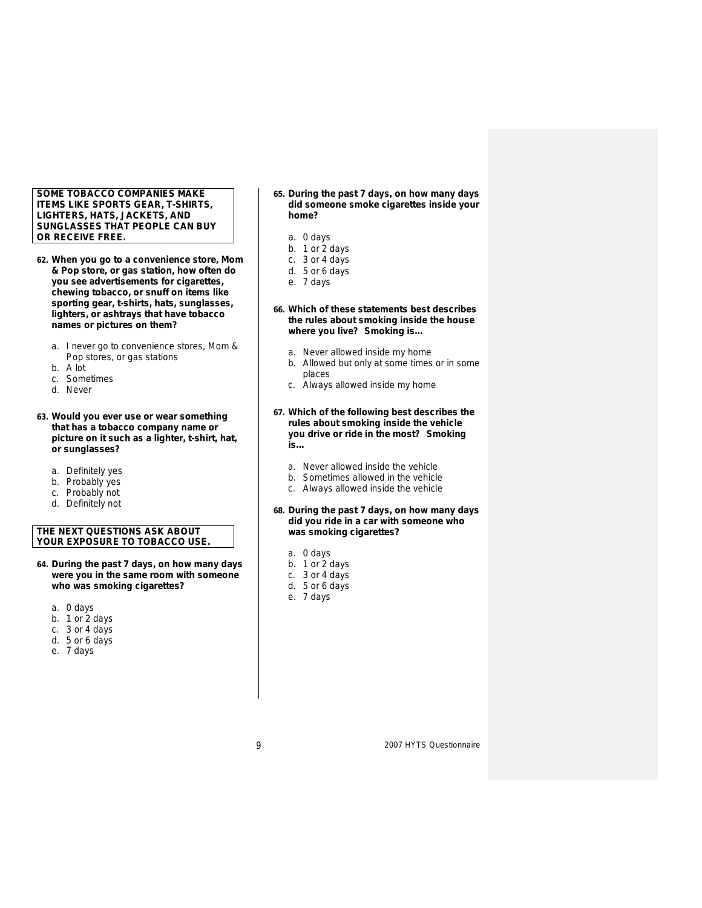**SOME TOBACCO COMPANIES MAKE ITEMS LIKE SPORTS GEAR, T-SHIRTS, LIGHTERS, HATS, JACKETS, AND SUNGLASSES THAT PEOPLE CAN BUY OR RECEIVE FREE.**

**62. When you go to a convenience store, Mom & Pop store, or gas station, how often do you see advertisements for cigarettes, chewing tobacco, or snuff on items like sporting gear, t-shirts, hats, sunglasses, lighters, or ashtrays that have tobacco names or pictures on them?**

a. I never go to convenience stores, Mom & Pop stores, or gas stations
b. A lot
c. Sometimes
d. Never

**63. Would you ever use or wear something that has a tobacco company name or picture on it such as a lighter, t-shirt, hat, or sunglasses?**

a. Definitely yes
b. Probably yes
c. Probably not
d. Definitely not

**THE NEXT QUESTIONS ASK ABOUT YOUR EXPOSURE TO TOBACCO USE.**

**64. During the past 7 days, on how many days were you in the same room with someone who was smoking cigarettes?**

a. 0 days
b. 1 or 2 days
c. 3 or 4 days
d. 5 or 6 days
e. 7 days

**65. During the past 7 days, on how many days did someone smoke cigarettes inside your home?**

a. 0 days
b. 1 or 2 days
c. 3 or 4 days
d. 5 or 6 days
e. 7 days

**66. Which of these statements best describes the rules about smoking inside the house where you live? Smoking is…**

a. Never allowed inside my home
b. Allowed but only at some times or in some places
c. Always allowed inside my home

**67. Which of the following best describes the rules about smoking inside the vehicle you drive or ride in the most? Smoking is…**

a. Never allowed inside the vehicle
b. Sometimes allowed in the vehicle
c. Always allowed inside the vehicle

**68. During the past 7 days, on how many days did you ride in a car with someone who was smoking cigarettes?**

a. 0 days
b. 1 or 2 days
c. 3 or 4 days
d. 5 or 6 days
e. 7 days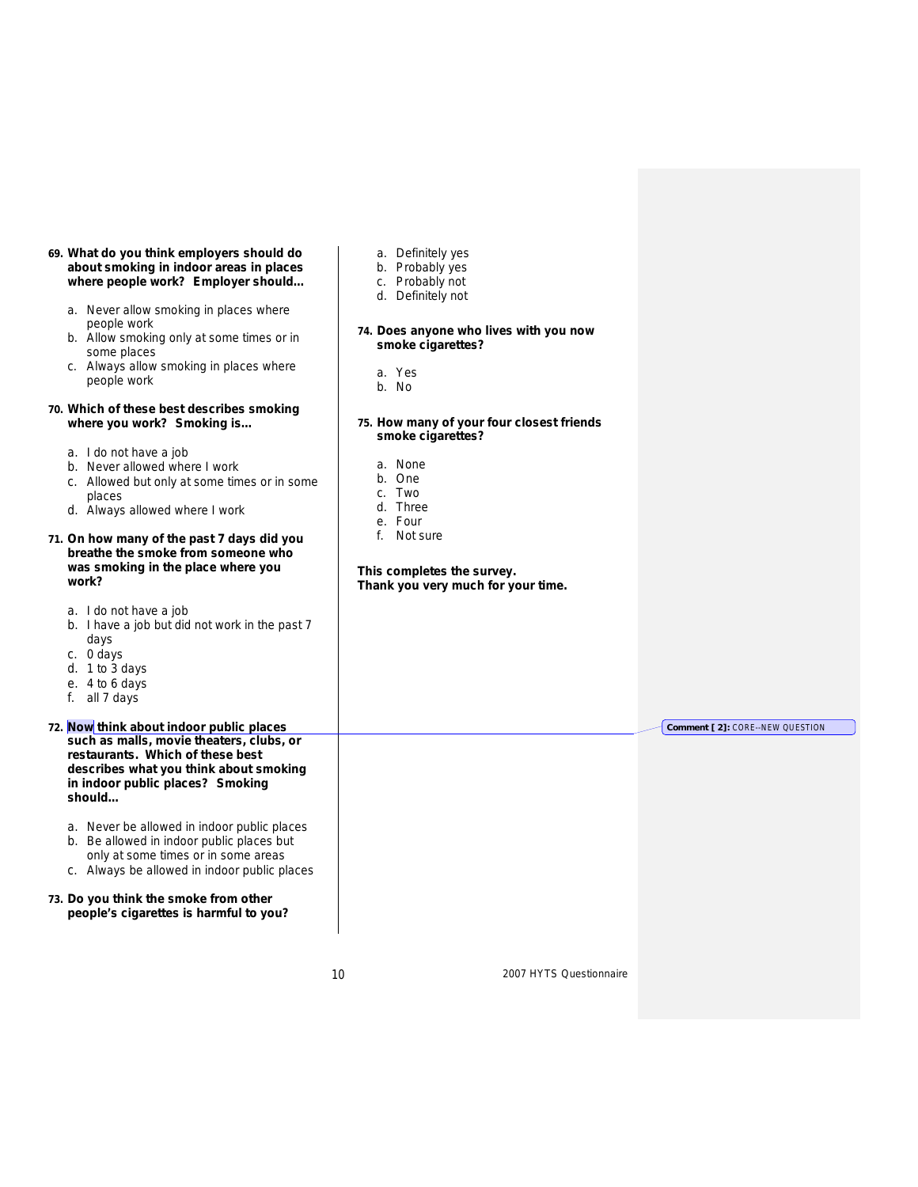**69. What do you think employers should do about smoking in indoor areas in places where people work? Employer should…**

a. Never allow smoking in places where people work
b. Allow smoking only at some times or in some places
c. Always allow smoking in places where people work

**70. Which of these best describes smoking where you work? Smoking is…**

a. I do not have a job
b. Never allowed where I work
c. Allowed but only at some times or in some places
d. Always allowed where I work

**71. On how many of the past 7 days did you breathe the smoke from someone who was smoking in the place where you work?**

a. I do not have a job
b. I have a job but did not work in the past 7 days
c. 0 days
d. 1 to 3 days
e. 4 to 6 days
f. all 7 days

**72. Now think about indoor public places such as malls, movie theaters, clubs, or restaurants. Which of these best describes what you think about smoking in indoor public places? Smoking should…**

a. Never be allowed in indoor public places
b. Be allowed in indoor public places but only at some times or in some areas
c. Always be allowed in indoor public places

**73. Do you think the smoke from other people's cigarettes is harmful to you?**

a. Definitely yes
b. Probably yes
c. Probably not
d. Definitely not

**74. Does anyone who lives with you now smoke cigarettes?**

a. Yes
b. No

**75. How many of your four closest friends smoke cigarettes?**

a. None
b. One
c. Two
d. Three
e. Four
f. Not sure

**This completes the survey.**
**Thank you very much for your time.**

**Comment [ 2]:** CORE--NEW QUESTION